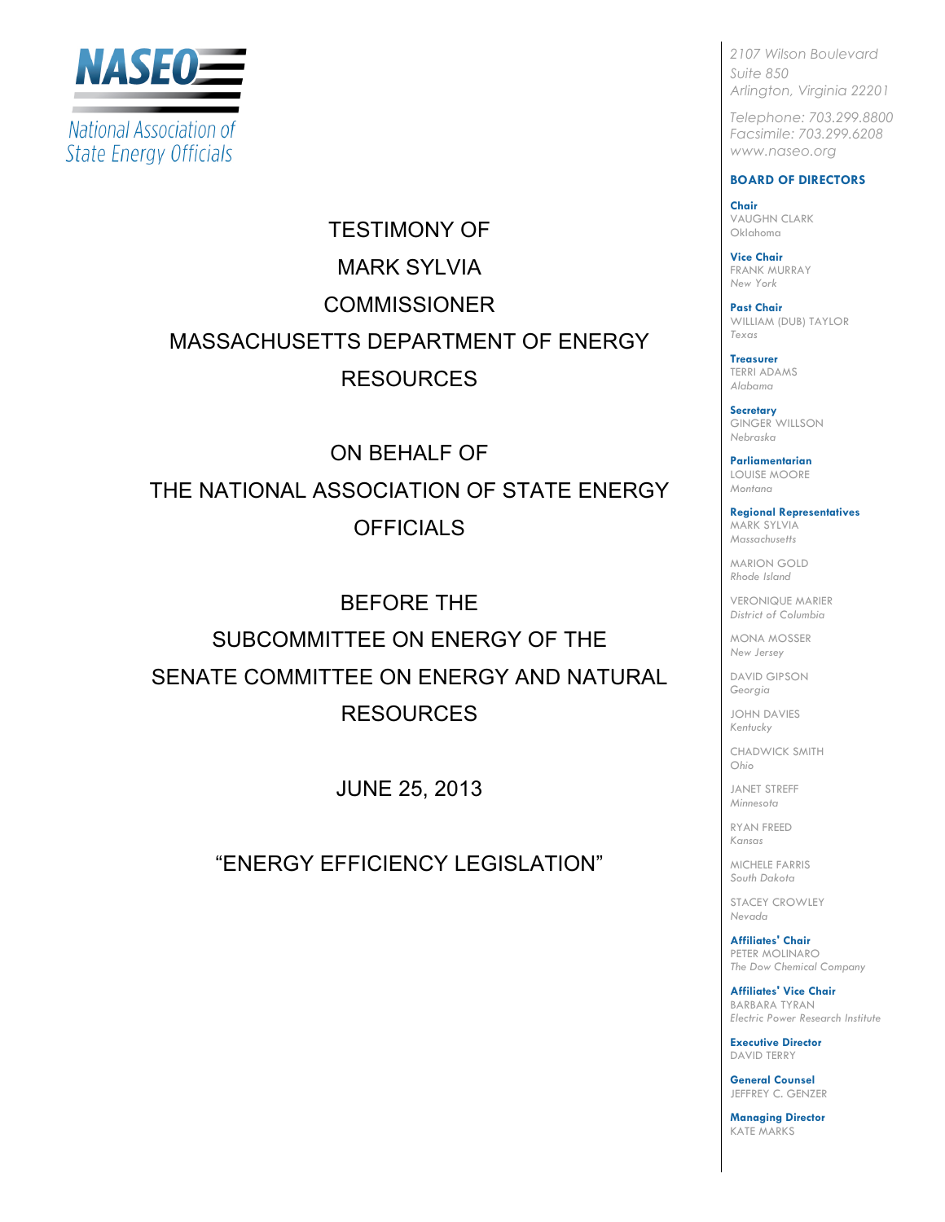NASEO

National Association of State Energy Officials

2107 Wilson Boulevard
Suite 850
Arlington, Virginia 22201

Telephone: 703.299.8800
Facsimile: 703.299.6208
www.naseo.org

**BOARD OF DIRECTORS**

**Chair**
VAUGHN CLARK
*Oklahoma*

**Vice Chair**
FRANK MURRAY
*New York*

**Past Chair**
WILLIAM (DUB) TAYLOR
*Texas*

**Treasurer**
TERRI ADAMS
*Alabama*

**Secretary**
GINGER WILLSON
*Nebraska*

**Parliamentarian**
LOUISE MOORE
*Montana*

**Regional Representatives**
MARK SYLVIA
*Massachusetts*

MARION GOLD
*Rhode Island*

VERONIQUE MARIER
*District of Columbia*

MONA MOSSER
*New Jersey*

DAVID GIPSON
*Georgia*

JOHN DAVIES
*Kentucky*

CHADWICK SMITH
*Ohio*

JANET STREFF
*Minnesota*

RYAN FREED
*Kansas*

MICHELE FARRIS
*South Dakota*

STACEY CROWLEY
*Nevada*

**Affiliates' Chair**
PETER MOLINARO
*The Dow Chemical Company*

**Affiliates' Vice Chair**
BARBARA TYRAN
*Electric Power Research Institute*

**Executive Director**
DAVID TERRY

**General Counsel**
JEFFREY C. GENZER

**Managing Director**
KATE MARKS

# TESTIMONY OF MARK SYLVIA COMMISSIONER MASSACHUSETTS DEPARTMENT OF ENERGY RESOURCES

## ON BEHALF OF THE NATIONAL ASSOCIATION OF STATE ENERGY OFFICIALS

## BEFORE THE SUBCOMMITTEE ON ENERGY OF THE SENATE COMMITTEE ON ENERGY AND NATURAL RESOURCES

JUNE 25, 2013

"ENERGY EFFICIENCY LEGISLATION"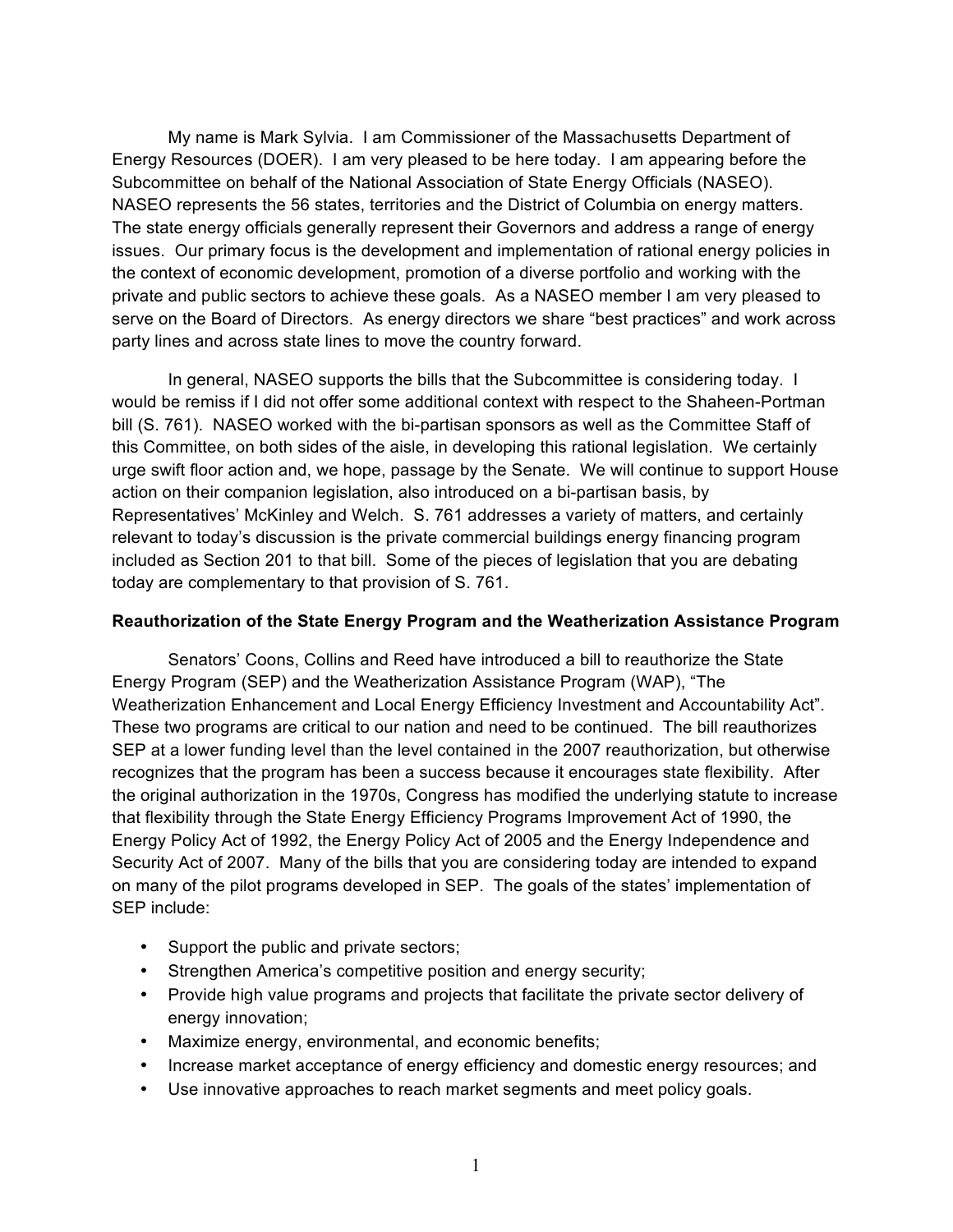My name is Mark Sylvia. I am Commissioner of the Massachusetts Department of Energy Resources (DOER). I am very pleased to be here today. I am appearing before the Subcommittee on behalf of the National Association of State Energy Officials (NASEO). NASEO represents the 56 states, territories and the District of Columbia on energy matters. The state energy officials generally represent their Governors and address a range of energy issues. Our primary focus is the development and implementation of rational energy policies in the context of economic development, promotion of a diverse portfolio and working with the private and public sectors to achieve these goals. As a NASEO member I am very pleased to serve on the Board of Directors. As energy directors we share "best practices" and work across party lines and across state lines to move the country forward.

In general, NASEO supports the bills that the Subcommittee is considering today. I would be remiss if I did not offer some additional context with respect to the Shaheen-Portman bill (S. 761). NASEO worked with the bi-partisan sponsors as well as the Committee Staff of this Committee, on both sides of the aisle, in developing this rational legislation. We certainly urge swift floor action and, we hope, passage by the Senate. We will continue to support House action on their companion legislation, also introduced on a bi-partisan basis, by Representatives' McKinley and Welch. S. 761 addresses a variety of matters, and certainly relevant to today's discussion is the private commercial buildings energy financing program included as Section 201 to that bill. Some of the pieces of legislation that you are debating today are complementary to that provision of S. 761.

**Reauthorization of the State Energy Program and the Weatherization Assistance Program**

Senators' Coons, Collins and Reed have introduced a bill to reauthorize the State Energy Program (SEP) and the Weatherization Assistance Program (WAP), "The Weatherization Enhancement and Local Energy Efficiency Investment and Accountability Act". These two programs are critical to our nation and need to be continued. The bill reauthorizes SEP at a lower funding level than the level contained in the 2007 reauthorization, but otherwise recognizes that the program has been a success because it encourages state flexibility. After the original authorization in the 1970s, Congress has modified the underlying statute to increase that flexibility through the State Energy Efficiency Programs Improvement Act of 1990, the Energy Policy Act of 1992, the Energy Policy Act of 2005 and the Energy Independence and Security Act of 2007. Many of the bills that you are considering today are intended to expand on many of the pilot programs developed in SEP. The goals of the states' implementation of SEP include:

- Support the public and private sectors;
- Strengthen America's competitive position and energy security;
- Provide high value programs and projects that facilitate the private sector delivery of energy innovation;
- Maximize energy, environmental, and economic benefits;
- Increase market acceptance of energy efficiency and domestic energy resources; and
- Use innovative approaches to reach market segments and meet policy goals.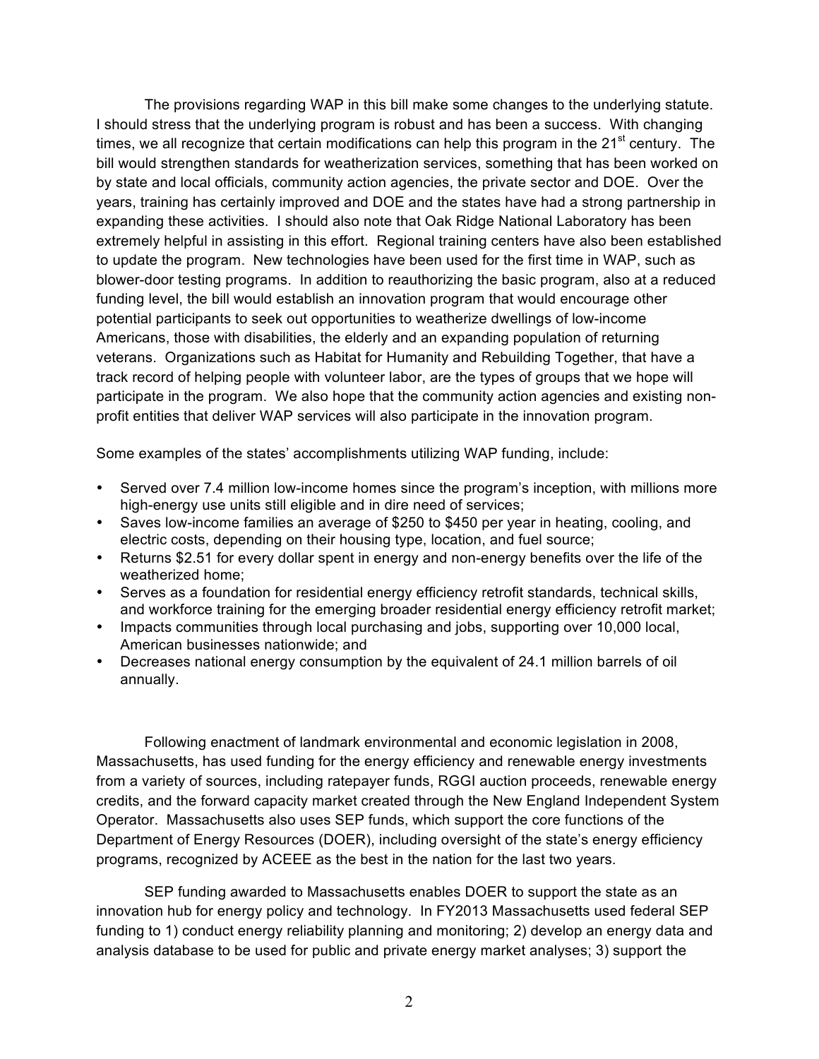The provisions regarding WAP in this bill make some changes to the underlying statute. I should stress that the underlying program is robust and has been a success. With changing times, we all recognize that certain modifications can help this program in the 21st century. The bill would strengthen standards for weatherization services, something that has been worked on by state and local officials, community action agencies, the private sector and DOE. Over the years, training has certainly improved and DOE and the states have had a strong partnership in expanding these activities. I should also note that Oak Ridge National Laboratory has been extremely helpful in assisting in this effort. Regional training centers have also been established to update the program. New technologies have been used for the first time in WAP, such as blower-door testing programs. In addition to reauthorizing the basic program, also at a reduced funding level, the bill would establish an innovation program that would encourage other potential participants to seek out opportunities to weatherize dwellings of low-income Americans, those with disabilities, the elderly and an expanding population of returning veterans. Organizations such as Habitat for Humanity and Rebuilding Together, that have a track record of helping people with volunteer labor, are the types of groups that we hope will participate in the program. We also hope that the community action agencies and existing non-profit entities that deliver WAP services will also participate in the innovation program.

Some examples of the states' accomplishments utilizing WAP funding, include:

- Served over 7.4 million low-income homes since the program's inception, with millions more high-energy use units still eligible and in dire need of services;
- Saves low-income families an average of $250 to $450 per year in heating, cooling, and electric costs, depending on their housing type, location, and fuel source;
- Returns $2.51 for every dollar spent in energy and non-energy benefits over the life of the weatherized home;
- Serves as a foundation for residential energy efficiency retrofit standards, technical skills, and workforce training for the emerging broader residential energy efficiency retrofit market;
- Impacts communities through local purchasing and jobs, supporting over 10,000 local, American businesses nationwide; and
- Decreases national energy consumption by the equivalent of 24.1 million barrels of oil annually.

Following enactment of landmark environmental and economic legislation in 2008, Massachusetts, has used funding for the energy efficiency and renewable energy investments from a variety of sources, including ratepayer funds, RGGI auction proceeds, renewable energy credits, and the forward capacity market created through the New England Independent System Operator. Massachusetts also uses SEP funds, which support the core functions of the Department of Energy Resources (DOER), including oversight of the state's energy efficiency programs, recognized by ACEEE as the best in the nation for the last two years.

SEP funding awarded to Massachusetts enables DOER to support the state as an innovation hub for energy policy and technology. In FY2013 Massachusetts used federal SEP funding to 1) conduct energy reliability planning and monitoring; 2) develop an energy data and analysis database to be used for public and private energy market analyses; 3) support the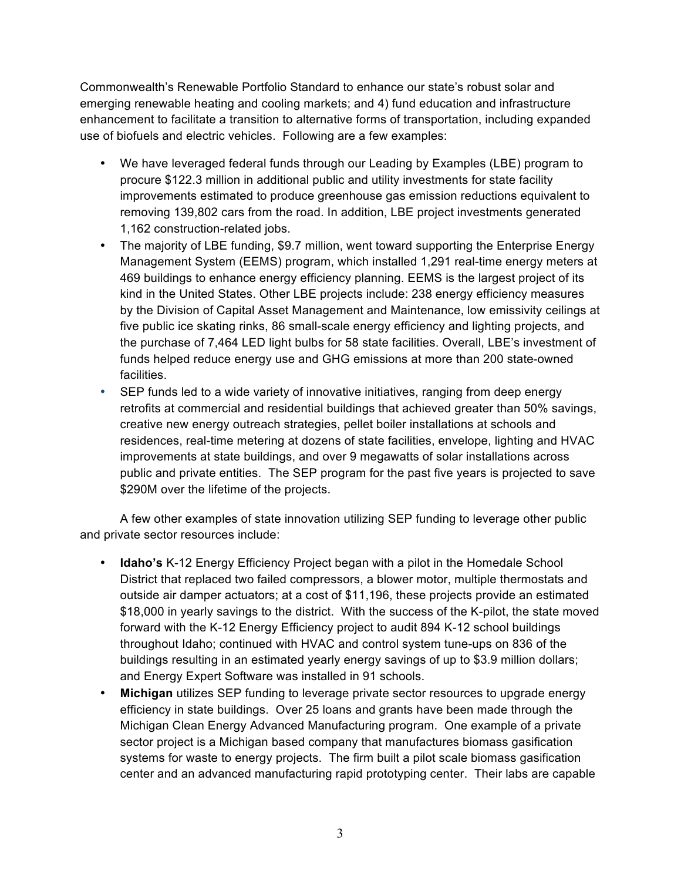Commonwealth's Renewable Portfolio Standard to enhance our state's robust solar and emerging renewable heating and cooling markets; and 4) fund education and infrastructure enhancement to facilitate a transition to alternative forms of transportation, including expanded use of biofuels and electric vehicles. Following are a few examples:

- We have leveraged federal funds through our Leading by Examples (LBE) program to procure $122.3 million in additional public and utility investments for state facility improvements estimated to produce greenhouse gas emission reductions equivalent to removing 139,802 cars from the road. In addition, LBE project investments generated 1,162 construction-related jobs.
- The majority of LBE funding, $9.7 million, went toward supporting the Enterprise Energy Management System (EEMS) program, which installed 1,291 real-time energy meters at 469 buildings to enhance energy efficiency planning. EEMS is the largest project of its kind in the United States. Other LBE projects include: 238 energy efficiency measures by the Division of Capital Asset Management and Maintenance, low emissivity ceilings at five public ice skating rinks, 86 small-scale energy efficiency and lighting projects, and the purchase of 7,464 LED light bulbs for 58 state facilities. Overall, LBE's investment of funds helped reduce energy use and GHG emissions at more than 200 state-owned facilities.
- SEP funds led to a wide variety of innovative initiatives, ranging from deep energy retrofits at commercial and residential buildings that achieved greater than 50% savings, creative new energy outreach strategies, pellet boiler installations at schools and residences, real-time metering at dozens of state facilities, envelope, lighting and HVAC improvements at state buildings, and over 9 megawatts of solar installations across public and private entities. The SEP program for the past five years is projected to save $290M over the lifetime of the projects.

A few other examples of state innovation utilizing SEP funding to leverage other public and private sector resources include:

- **Idaho's** K-12 Energy Efficiency Project began with a pilot in the Homedale School District that replaced two failed compressors, a blower motor, multiple thermostats and outside air damper actuators; at a cost of $11,196, these projects provide an estimated $18,000 in yearly savings to the district. With the success of the K-pilot, the state moved forward with the K-12 Energy Efficiency project to audit 894 K-12 school buildings throughout Idaho; continued with HVAC and control system tune-ups on 836 of the buildings resulting in an estimated yearly energy savings of up to $3.9 million dollars; and Energy Expert Software was installed in 91 schools.
- **Michigan** utilizes SEP funding to leverage private sector resources to upgrade energy efficiency in state buildings. Over 25 loans and grants have been made through the Michigan Clean Energy Advanced Manufacturing program. One example of a private sector project is a Michigan based company that manufactures biomass gasification systems for waste to energy projects. The firm built a pilot scale biomass gasification center and an advanced manufacturing rapid prototyping center. Their labs are capable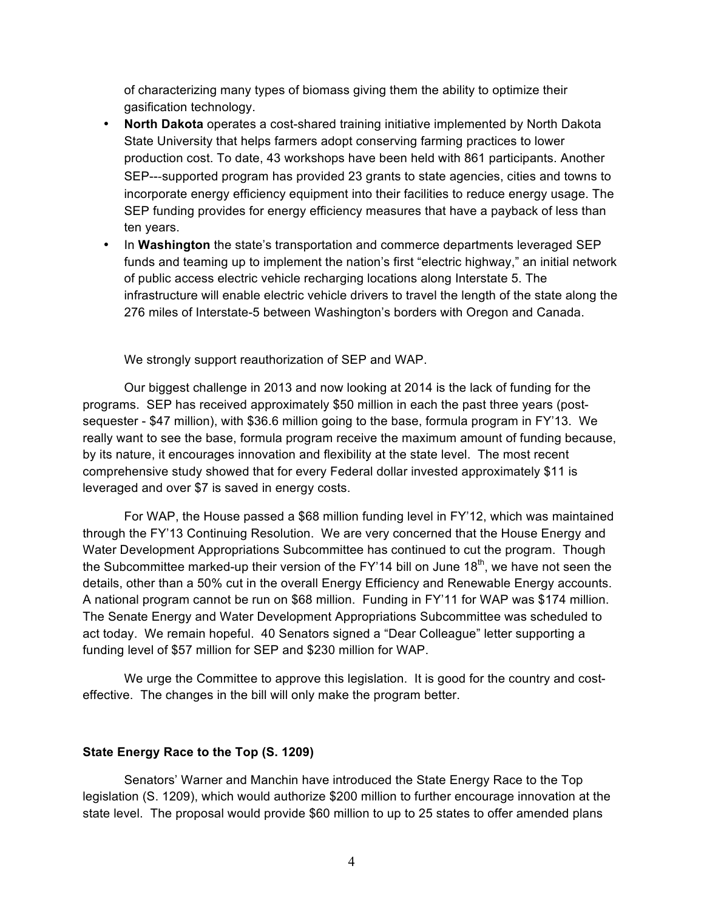of characterizing many types of biomass giving them the ability to optimize their gasification technology.

- **North Dakota** operates a cost-shared training initiative implemented by North Dakota State University that helps farmers adopt conserving farming practices to lower production cost. To date, 43 workshops have been held with 861 participants. Another SEP---supported program has provided 23 grants to state agencies, cities and towns to incorporate energy efficiency equipment into their facilities to reduce energy usage. The SEP funding provides for energy efficiency measures that have a payback of less than ten years.
- In **Washington** the state's transportation and commerce departments leveraged SEP funds and teaming up to implement the nation's first "electric highway," an initial network of public access electric vehicle recharging locations along Interstate 5. The infrastructure will enable electric vehicle drivers to travel the length of the state along the 276 miles of Interstate-5 between Washington's borders with Oregon and Canada.

We strongly support reauthorization of SEP and WAP.

Our biggest challenge in 2013 and now looking at 2014 is the lack of funding for the programs. SEP has received approximately $50 million in each the past three years (post-sequester - $47 million), with $36.6 million going to the base, formula program in FY'13. We really want to see the base, formula program receive the maximum amount of funding because, by its nature, it encourages innovation and flexibility at the state level. The most recent comprehensive study showed that for every Federal dollar invested approximately $11 is leveraged and over $7 is saved in energy costs.

For WAP, the House passed a $68 million funding level in FY'12, which was maintained through the FY'13 Continuing Resolution. We are very concerned that the House Energy and Water Development Appropriations Subcommittee has continued to cut the program. Though the Subcommittee marked-up their version of the FY'14 bill on June 18th, we have not seen the details, other than a 50% cut in the overall Energy Efficiency and Renewable Energy accounts. A national program cannot be run on $68 million. Funding in FY'11 for WAP was $174 million. The Senate Energy and Water Development Appropriations Subcommittee was scheduled to act today. We remain hopeful. 40 Senators signed a "Dear Colleague" letter supporting a funding level of $57 million for SEP and $230 million for WAP.

We urge the Committee to approve this legislation. It is good for the country and cost-effective. The changes in the bill will only make the program better.

**State Energy Race to the Top (S. 1209)**

Senators' Warner and Manchin have introduced the State Energy Race to the Top legislation (S. 1209), which would authorize $200 million to further encourage innovation at the state level. The proposal would provide $60 million to up to 25 states to offer amended plans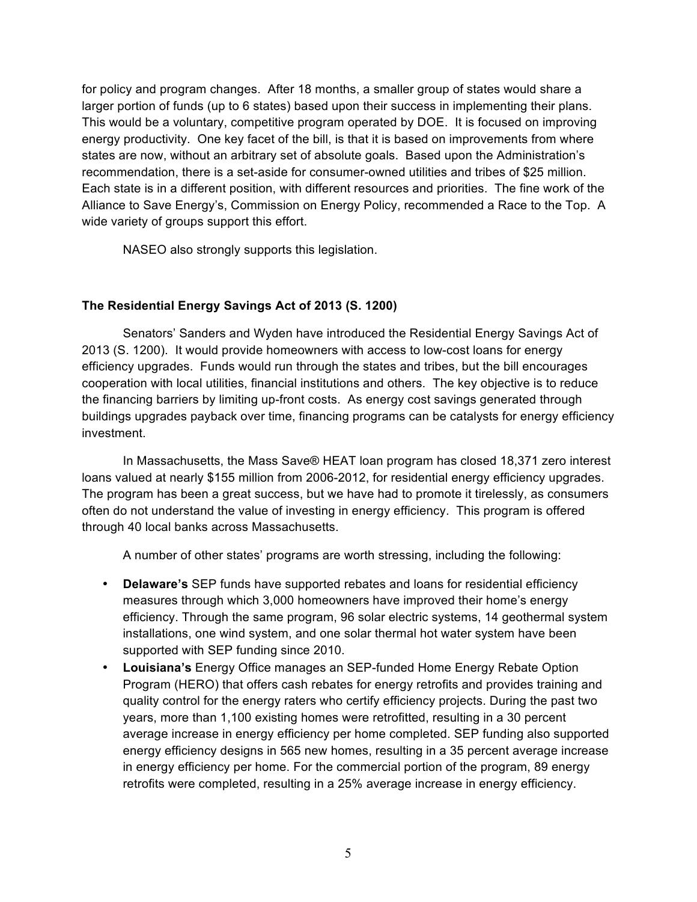for policy and program changes. After 18 months, a smaller group of states would share a larger portion of funds (up to 6 states) based upon their success in implementing their plans. This would be a voluntary, competitive program operated by DOE. It is focused on improving energy productivity. One key facet of the bill, is that it is based on improvements from where states are now, without an arbitrary set of absolute goals. Based upon the Administration's recommendation, there is a set-aside for consumer-owned utilities and tribes of $25 million. Each state is in a different position, with different resources and priorities. The fine work of the Alliance to Save Energy's, Commission on Energy Policy, recommended a Race to the Top. A wide variety of groups support this effort.

NASEO also strongly supports this legislation.

**The Residential Energy Savings Act of 2013 (S. 1200)**

Senators' Sanders and Wyden have introduced the Residential Energy Savings Act of 2013 (S. 1200). It would provide homeowners with access to low-cost loans for energy efficiency upgrades. Funds would run through the states and tribes, but the bill encourages cooperation with local utilities, financial institutions and others. The key objective is to reduce the financing barriers by limiting up-front costs. As energy cost savings generated through buildings upgrades payback over time, financing programs can be catalysts for energy efficiency investment.

In Massachusetts, the Mass Save® HEAT loan program has closed 18,371 zero interest loans valued at nearly $155 million from 2006-2012, for residential energy efficiency upgrades. The program has been a great success, but we have had to promote it tirelessly, as consumers often do not understand the value of investing in energy efficiency. This program is offered through 40 local banks across Massachusetts.

A number of other states' programs are worth stressing, including the following:

- **Delaware's** SEP funds have supported rebates and loans for residential efficiency measures through which 3,000 homeowners have improved their home's energy efficiency. Through the same program, 96 solar electric systems, 14 geothermal system installations, one wind system, and one solar thermal hot water system have been supported with SEP funding since 2010.
- **Louisiana's** Energy Office manages an SEP-funded Home Energy Rebate Option Program (HERO) that offers cash rebates for energy retrofits and provides training and quality control for the energy raters who certify efficiency projects. During the past two years, more than 1,100 existing homes were retrofitted, resulting in a 30 percent average increase in energy efficiency per home completed. SEP funding also supported energy efficiency designs in 565 new homes, resulting in a 35 percent average increase in energy efficiency per home. For the commercial portion of the program, 89 energy retrofits were completed, resulting in a 25% average increase in energy efficiency.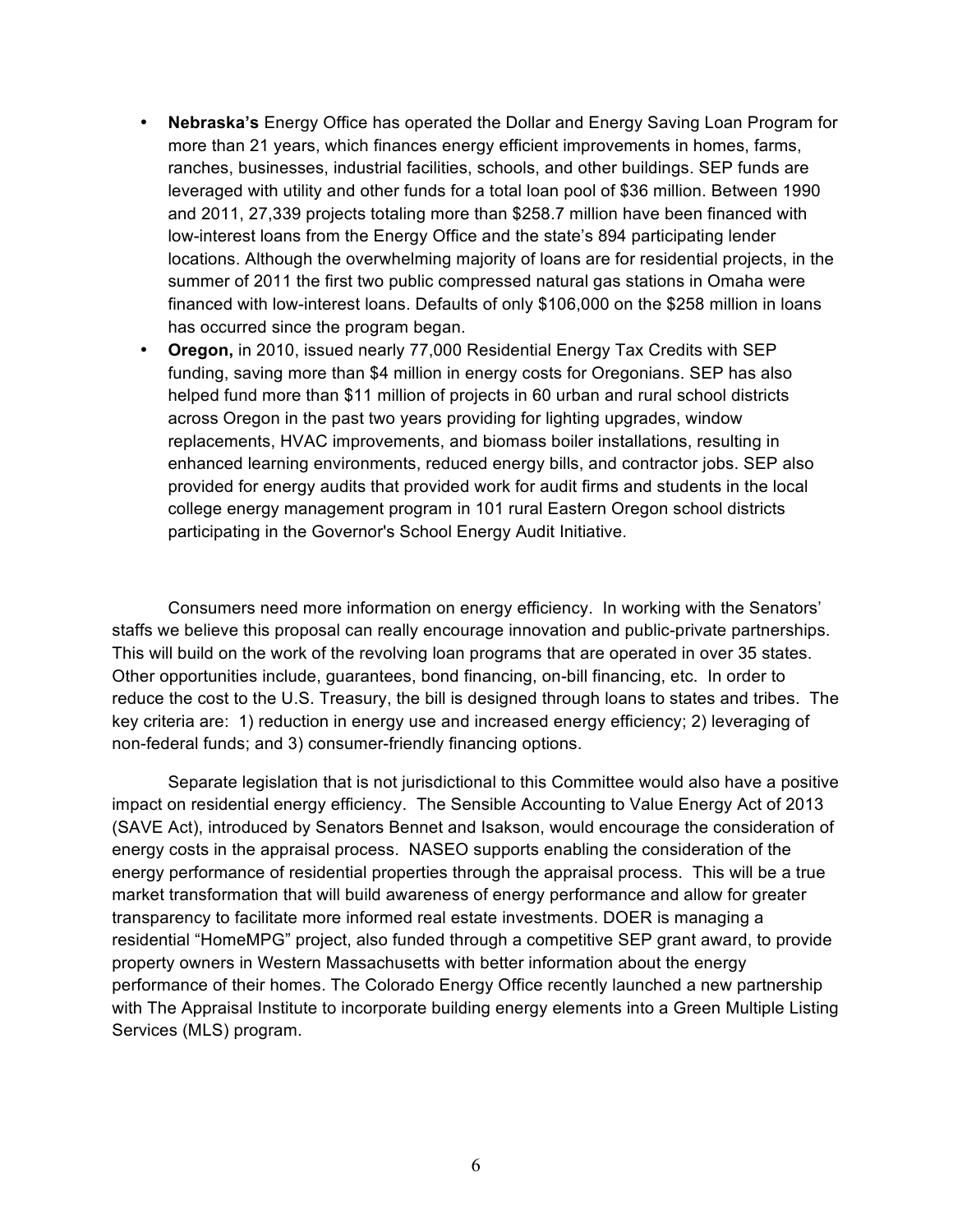- **Nebraska's** Energy Office has operated the Dollar and Energy Saving Loan Program for more than 21 years, which finances energy efficient improvements in homes, farms, ranches, businesses, industrial facilities, schools, and other buildings. SEP funds are leveraged with utility and other funds for a total loan pool of $36 million. Between 1990 and 2011, 27,339 projects totaling more than $258.7 million have been financed with low-interest loans from the Energy Office and the state's 894 participating lender locations. Although the overwhelming majority of loans are for residential projects, in the summer of 2011 the first two public compressed natural gas stations in Omaha were financed with low-interest loans. Defaults of only $106,000 on the $258 million in loans has occurred since the program began.
- **Oregon,** in 2010, issued nearly 77,000 Residential Energy Tax Credits with SEP funding, saving more than $4 million in energy costs for Oregonians. SEP has also helped fund more than $11 million of projects in 60 urban and rural school districts across Oregon in the past two years providing for lighting upgrades, window replacements, HVAC improvements, and biomass boiler installations, resulting in enhanced learning environments, reduced energy bills, and contractor jobs. SEP also provided for energy audits that provided work for audit firms and students in the local college energy management program in 101 rural Eastern Oregon school districts participating in the Governor's School Energy Audit Initiative.

Consumers need more information on energy efficiency. In working with the Senators' staffs we believe this proposal can really encourage innovation and public-private partnerships. This will build on the work of the revolving loan programs that are operated in over 35 states. Other opportunities include, guarantees, bond financing, on-bill financing, etc. In order to reduce the cost to the U.S. Treasury, the bill is designed through loans to states and tribes. The key criteria are: 1) reduction in energy use and increased energy efficiency; 2) leveraging of non-federal funds; and 3) consumer-friendly financing options.

Separate legislation that is not jurisdictional to this Committee would also have a positive impact on residential energy efficiency. The Sensible Accounting to Value Energy Act of 2013 (SAVE Act), introduced by Senators Bennet and Isakson, would encourage the consideration of energy costs in the appraisal process. NASEO supports enabling the consideration of the energy performance of residential properties through the appraisal process. This will be a true market transformation that will build awareness of energy performance and allow for greater transparency to facilitate more informed real estate investments. DOER is managing a residential "HomeMPG" project, also funded through a competitive SEP grant award, to provide property owners in Western Massachusetts with better information about the energy performance of their homes. The Colorado Energy Office recently launched a new partnership with The Appraisal Institute to incorporate building energy elements into a Green Multiple Listing Services (MLS) program.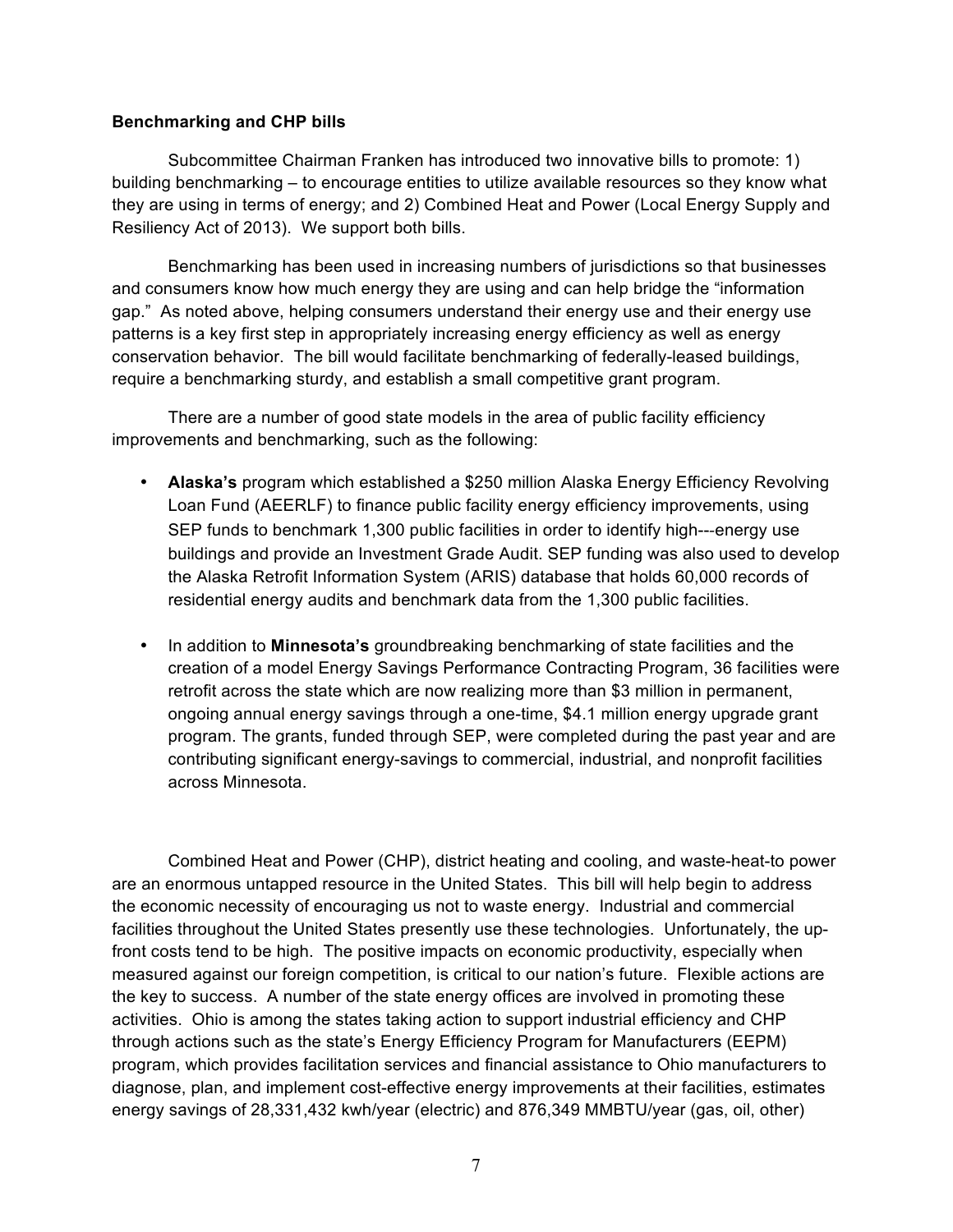**Benchmarking and CHP bills**

Subcommittee Chairman Franken has introduced two innovative bills to promote: 1) building benchmarking – to encourage entities to utilize available resources so they know what they are using in terms of energy; and 2) Combined Heat and Power (Local Energy Supply and Resiliency Act of 2013). We support both bills.

Benchmarking has been used in increasing numbers of jurisdictions so that businesses and consumers know how much energy they are using and can help bridge the "information gap." As noted above, helping consumers understand their energy use and their energy use patterns is a key first step in appropriately increasing energy efficiency as well as energy conservation behavior. The bill would facilitate benchmarking of federally-leased buildings, require a benchmarking sturdy, and establish a small competitive grant program.

There are a number of good state models in the area of public facility efficiency improvements and benchmarking, such as the following:

- **Alaska's** program which established a $250 million Alaska Energy Efficiency Revolving Loan Fund (AEERLF) to finance public facility energy efficiency improvements, using SEP funds to benchmark 1,300 public facilities in order to identify high---energy use buildings and provide an Investment Grade Audit. SEP funding was also used to develop the Alaska Retrofit Information System (ARIS) database that holds 60,000 records of residential energy audits and benchmark data from the 1,300 public facilities.
- In addition to **Minnesota's** groundbreaking benchmarking of state facilities and the creation of a model Energy Savings Performance Contracting Program, 36 facilities were retrofit across the state which are now realizing more than $3 million in permanent, ongoing annual energy savings through a one-time, $4.1 million energy upgrade grant program. The grants, funded through SEP, were completed during the past year and are contributing significant energy-savings to commercial, industrial, and nonprofit facilities across Minnesota.

Combined Heat and Power (CHP), district heating and cooling, and waste-heat-to power are an enormous untapped resource in the United States. This bill will help begin to address the economic necessity of encouraging us not to waste energy. Industrial and commercial facilities throughout the United States presently use these technologies. Unfortunately, the up-front costs tend to be high. The positive impacts on economic productivity, especially when measured against our foreign competition, is critical to our nation's future. Flexible actions are the key to success. A number of the state energy offices are involved in promoting these activities. Ohio is among the states taking action to support industrial efficiency and CHP through actions such as the state's Energy Efficiency Program for Manufacturers (EEPM) program, which provides facilitation services and financial assistance to Ohio manufacturers to diagnose, plan, and implement cost-effective energy improvements at their facilities, estimates energy savings of 28,331,432 kwh/year (electric) and 876,349 MMBTU/year (gas, oil, other)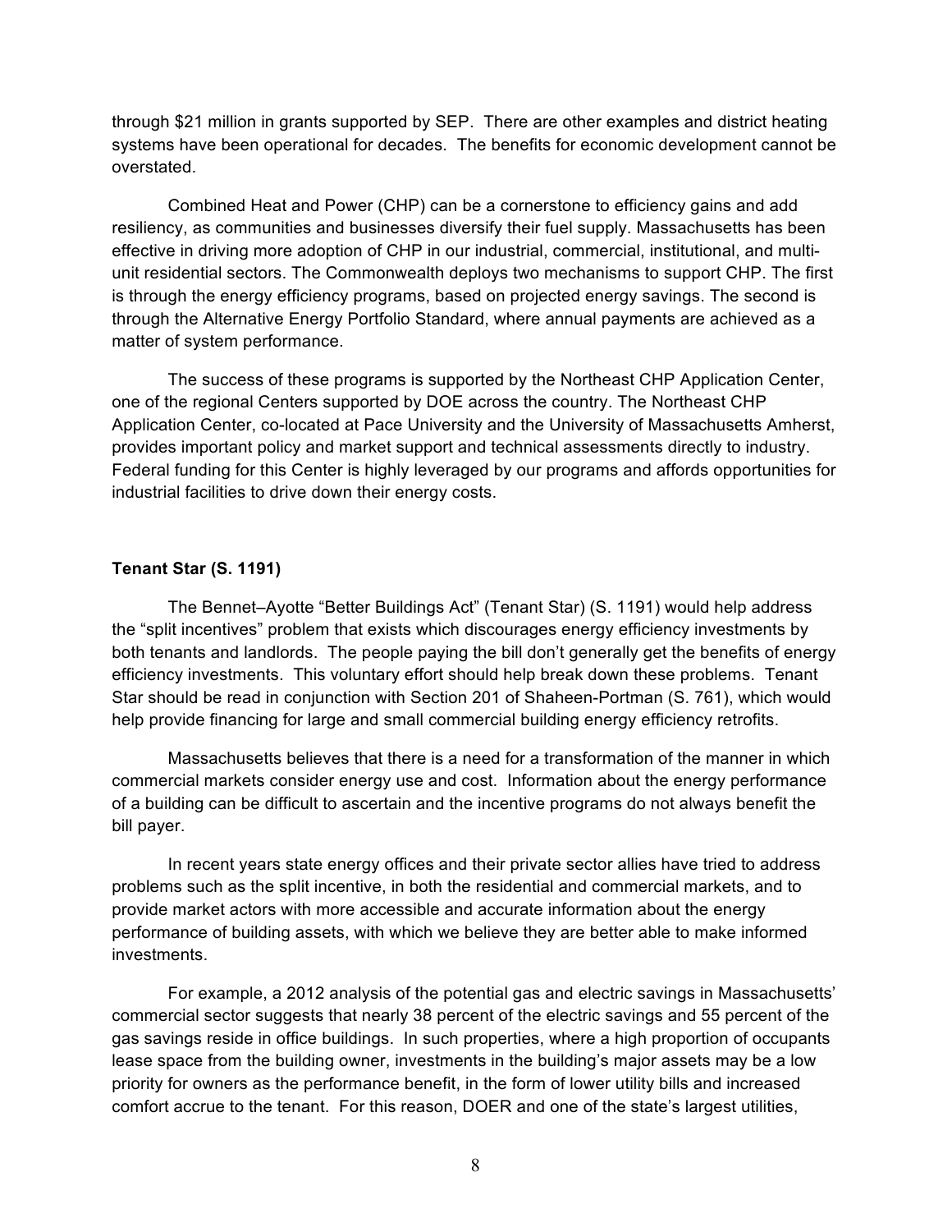through $21 million in grants supported by SEP. There are other examples and district heating systems have been operational for decades. The benefits for economic development cannot be overstated.

Combined Heat and Power (CHP) can be a cornerstone to efficiency gains and add resiliency, as communities and businesses diversify their fuel supply. Massachusetts has been effective in driving more adoption of CHP in our industrial, commercial, institutional, and multi-unit residential sectors. The Commonwealth deploys two mechanisms to support CHP. The first is through the energy efficiency programs, based on projected energy savings. The second is through the Alternative Energy Portfolio Standard, where annual payments are achieved as a matter of system performance.

The success of these programs is supported by the Northeast CHP Application Center, one of the regional Centers supported by DOE across the country. The Northeast CHP Application Center, co-located at Pace University and the University of Massachusetts Amherst, provides important policy and market support and technical assessments directly to industry. Federal funding for this Center is highly leveraged by our programs and affords opportunities for industrial facilities to drive down their energy costs.

**Tenant Star (S. 1191)**

The Bennet–Ayotte "Better Buildings Act" (Tenant Star) (S. 1191) would help address the "split incentives" problem that exists which discourages energy efficiency investments by both tenants and landlords. The people paying the bill don't generally get the benefits of energy efficiency investments. This voluntary effort should help break down these problems. Tenant Star should be read in conjunction with Section 201 of Shaheen-Portman (S. 761), which would help provide financing for large and small commercial building energy efficiency retrofits.

Massachusetts believes that there is a need for a transformation of the manner in which commercial markets consider energy use and cost. Information about the energy performance of a building can be difficult to ascertain and the incentive programs do not always benefit the bill payer.

In recent years state energy offices and their private sector allies have tried to address problems such as the split incentive, in both the residential and commercial markets, and to provide market actors with more accessible and accurate information about the energy performance of building assets, with which we believe they are better able to make informed investments.

For example, a 2012 analysis of the potential gas and electric savings in Massachusetts' commercial sector suggests that nearly 38 percent of the electric savings and 55 percent of the gas savings reside in office buildings. In such properties, where a high proportion of occupants lease space from the building owner, investments in the building's major assets may be a low priority for owners as the performance benefit, in the form of lower utility bills and increased comfort accrue to the tenant. For this reason, DOER and one of the state's largest utilities,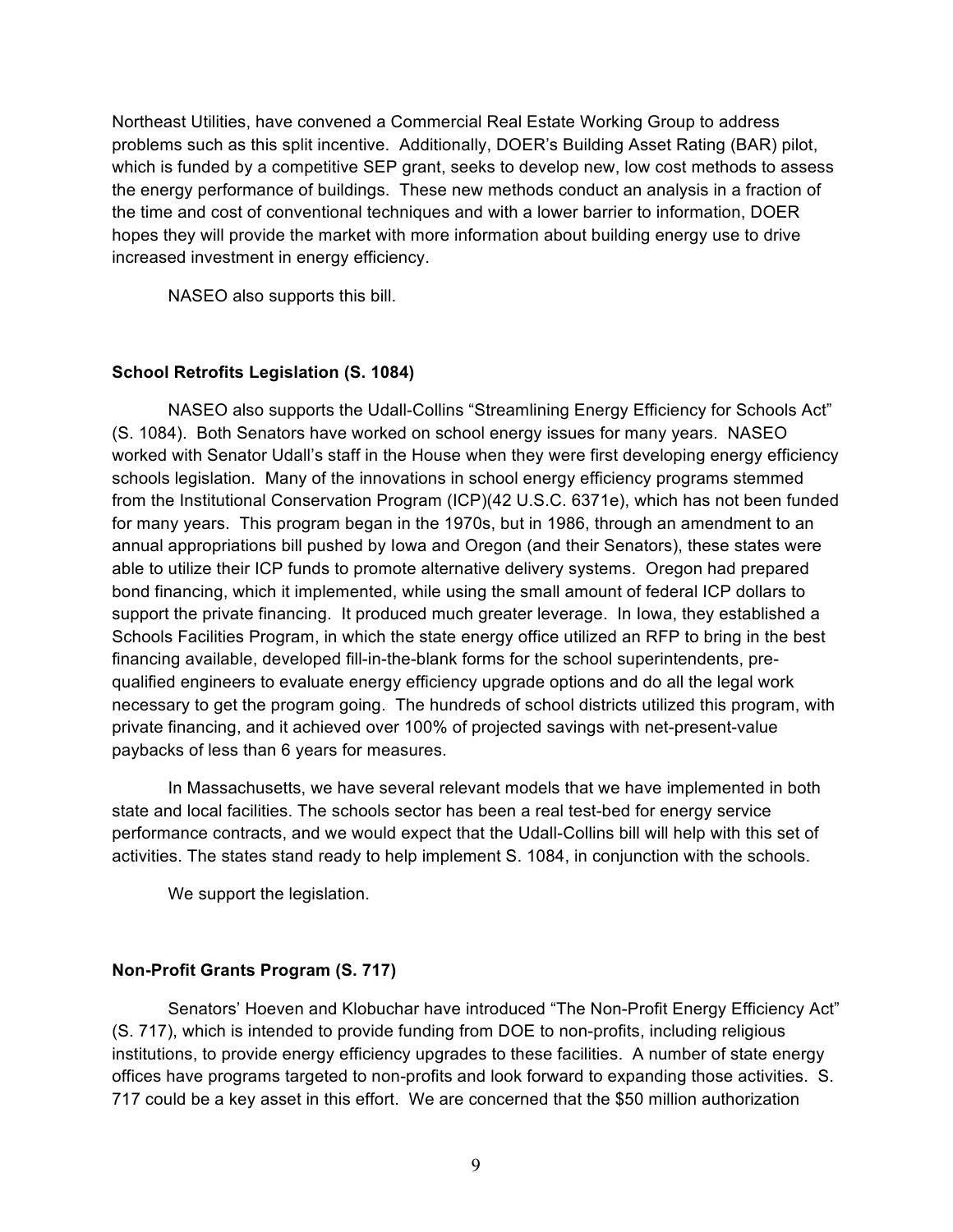Northeast Utilities, have convened a Commercial Real Estate Working Group to address problems such as this split incentive. Additionally, DOER's Building Asset Rating (BAR) pilot, which is funded by a competitive SEP grant, seeks to develop new, low cost methods to assess the energy performance of buildings. These new methods conduct an analysis in a fraction of the time and cost of conventional techniques and with a lower barrier to information, DOER hopes they will provide the market with more information about building energy use to drive increased investment in energy efficiency.

NASEO also supports this bill.

**School Retrofits Legislation (S. 1084)**

NASEO also supports the Udall-Collins "Streamlining Energy Efficiency for Schools Act" (S. 1084). Both Senators have worked on school energy issues for many years. NASEO worked with Senator Udall's staff in the House when they were first developing energy efficiency schools legislation. Many of the innovations in school energy efficiency programs stemmed from the Institutional Conservation Program (ICP)(42 U.S.C. 6371e), which has not been funded for many years. This program began in the 1970s, but in 1986, through an amendment to an annual appropriations bill pushed by Iowa and Oregon (and their Senators), these states were able to utilize their ICP funds to promote alternative delivery systems. Oregon had prepared bond financing, which it implemented, while using the small amount of federal ICP dollars to support the private financing. It produced much greater leverage. In Iowa, they established a Schools Facilities Program, in which the state energy office utilized an RFP to bring in the best financing available, developed fill-in-the-blank forms for the school superintendents, pre-qualified engineers to evaluate energy efficiency upgrade options and do all the legal work necessary to get the program going. The hundreds of school districts utilized this program, with private financing, and it achieved over 100% of projected savings with net-present-value paybacks of less than 6 years for measures.

In Massachusetts, we have several relevant models that we have implemented in both state and local facilities. The schools sector has been a real test-bed for energy service performance contracts, and we would expect that the Udall-Collins bill will help with this set of activities. The states stand ready to help implement S. 1084, in conjunction with the schools.

We support the legislation.

**Non-Profit Grants Program (S. 717)**

Senators' Hoeven and Klobuchar have introduced "The Non-Profit Energy Efficiency Act" (S. 717), which is intended to provide funding from DOE to non-profits, including religious institutions, to provide energy efficiency upgrades to these facilities. A number of state energy offices have programs targeted to non-profits and look forward to expanding those activities. S. 717 could be a key asset in this effort. We are concerned that the $50 million authorization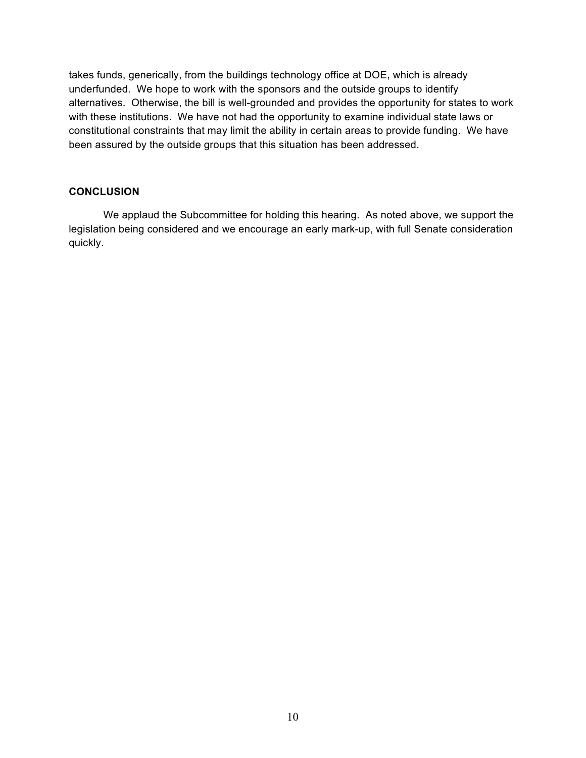takes funds, generically, from the buildings technology office at DOE, which is already underfunded. We hope to work with the sponsors and the outside groups to identify alternatives. Otherwise, the bill is well-grounded and provides the opportunity for states to work with these institutions. We have not had the opportunity to examine individual state laws or constitutional constraints that may limit the ability in certain areas to provide funding. We have been assured by the outside groups that this situation has been addressed.

## CONCLUSION

We applaud the Subcommittee for holding this hearing. As noted above, we support the legislation being considered and we encourage an early mark-up, with full Senate consideration quickly.